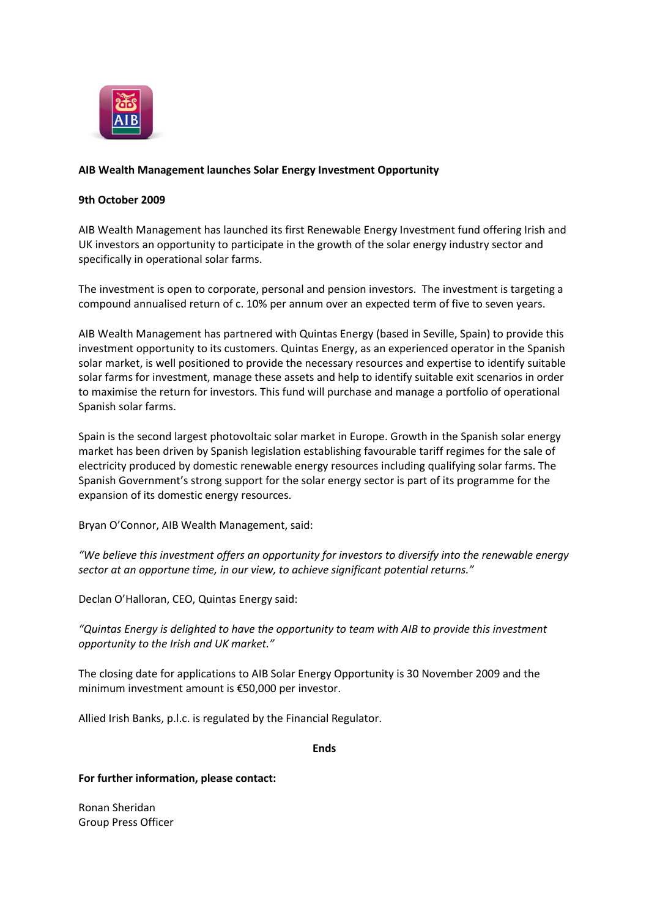**AIB Wealth Management launches Solar Energy Investment Opportunity**

**9th October 2009**

AIB Wealth Management has launched its first Renewable Energy Investment fund offering Irish and UK investors an opportunity to participate in the growth of the solar energy industry sector and specifically in operational solar farms.

The investment is open to corporate, personal and pension investors. The investment is targeting a compound annualised return of c. 10% per annum over an expected term of five to seven years.

AIB Wealth Management has partnered with Quintas Energy (based in Seville, Spain) to provide this investment opportunity to its customers. Quintas Energy, as an experienced operator in the Spanish solar market, is well positioned to provide the necessary resources and expertise to identify suitable solar farms for investment, manage these assets and help to identify suitable exit scenarios in order to maximise the return for investors. This fund will purchase and manage a portfolio of operational Spanish solar farms.

Spain is the second largest photovoltaic solar market in Europe. Growth in the Spanish solar energy market has been driven by Spanish legislation establishing favourable tariff regimes for the sale of electricity produced by domestic renewable energy resources including qualifying solar farms. The Spanish Government's strong support for the solar energy sector is part of its programme for the expansion of its domestic energy resources.

Bryan O'Connor, AIB Wealth Management, said:

*"We believe this investment offers an opportunity for investors to diversify into the renewable energy sector at an opportune time, in our view, to achieve significant potential returns."*

Declan O'Halloran, CEO, Quintas Energy said:

*"Quintas Energy is delighted to have the opportunity to team with AIB to provide this investment opportunity to the Irish and UK market."*

The closing date for applications to AIB Solar Energy Opportunity is 30 November 2009 and the minimum investment amount is €50,000 per investor.

Allied Irish Banks, p.l.c. is regulated by the Financial Regulator.

**Ends**

**For further information, please contact:**

Ronan Sheridan
Group Press Officer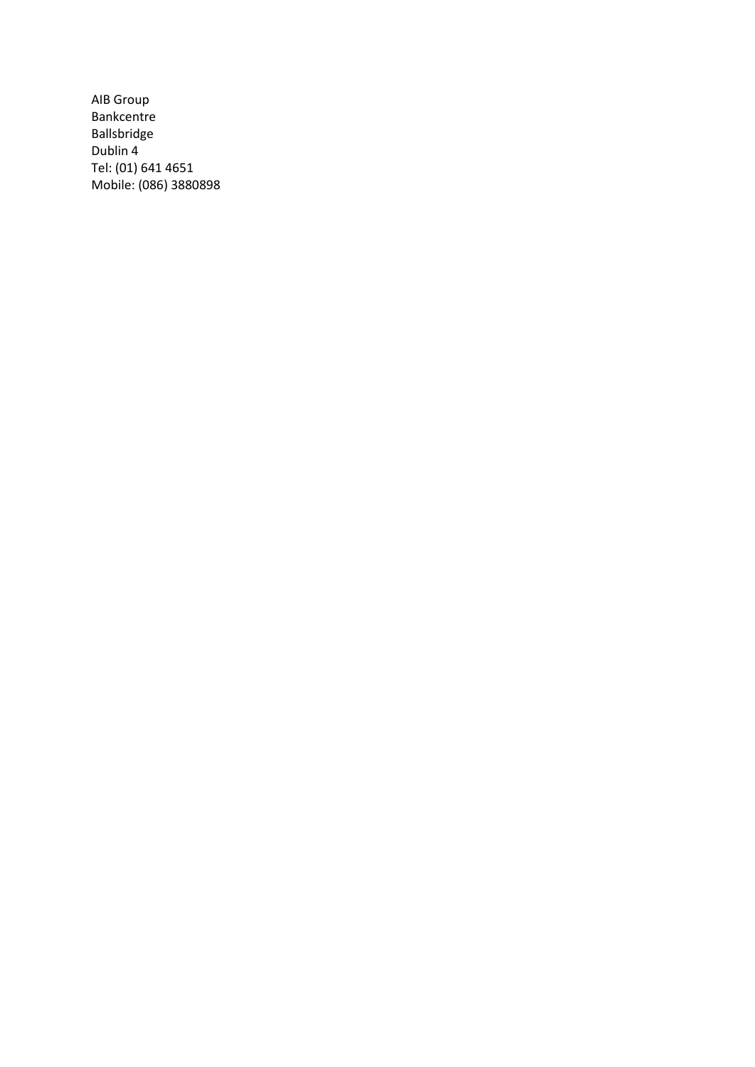AIB Group  
Bankcentre  
Ballsbridge  
Dublin 4  
Tel: (01) 641 4651  
Mobile: (086) 3880898